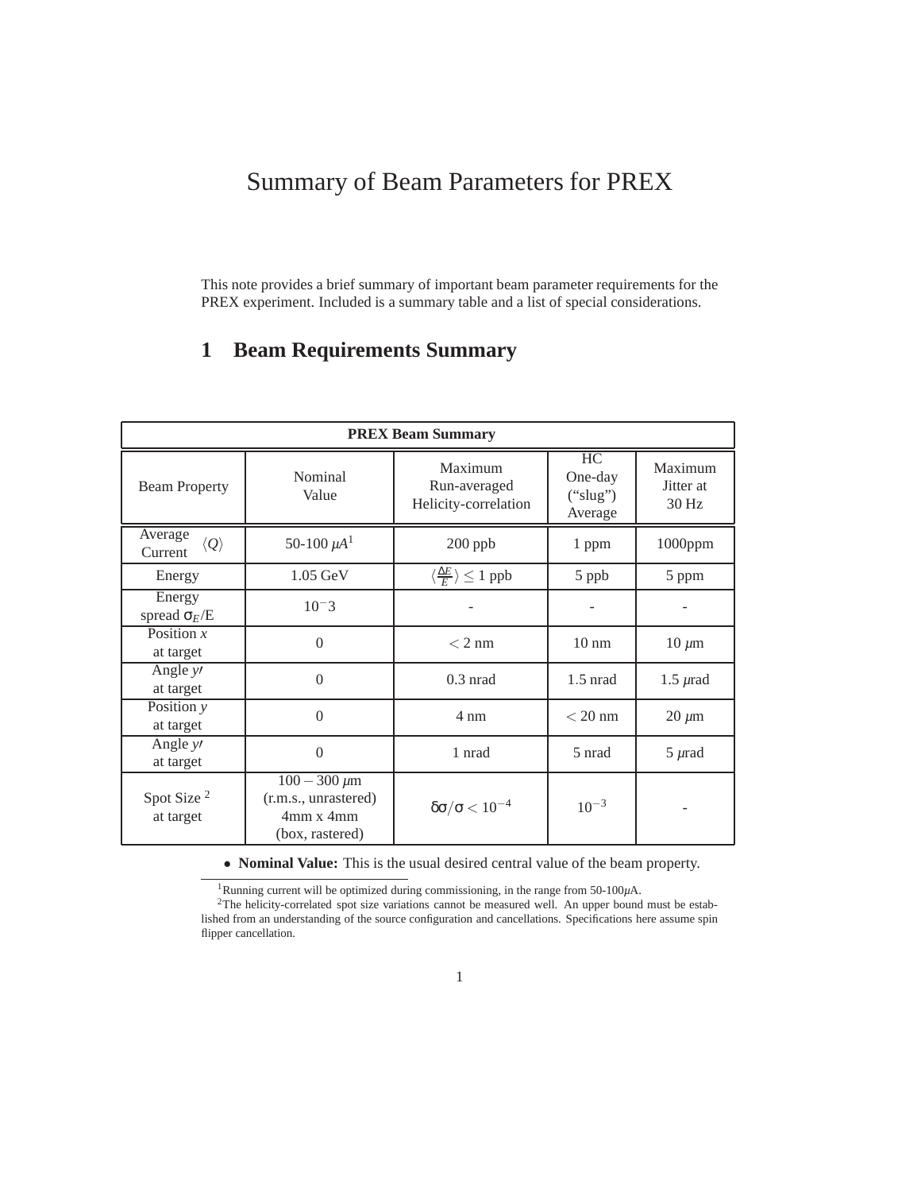# Summary of Beam Parameters for PREX

This note provides a brief summary of important beam parameter requirements for the PREX experiment. Included is a summary table and a list of special considerations.

## 1 Beam Requirements Summary

| **PREX Beam Summary** | | | | |
|---|---|---|---|---|
| Beam Property | Nominal Value | Maximum Run-averaged Helicity-correlation | HC One-day ("slug") Average | Maximum Jitter at 30 Hz |
| Average Current $\langle Q \rangle$ | 50-100 $\mu A$[1] | 200 ppb | 1 ppm | 1000ppm |
| Energy | 1.05 GeV | $\langle \frac{\Delta E}{E} \rangle \leq 1$ ppb | 5 ppb | 5 ppm |
| Energy spread $\sigma_E$/E | $10^{-}3$ | - | - | - |
| Position $x$ at target | 0 | $< 2$ nm | 10 nm | 10 $\mu$m |
| Angle $y\prime$ at target | 0 | 0.3 nrad | 1.5 nrad | 1.5 $\mu$rad |
| Position $y$ at target | 0 | 4 nm | $< 20$ nm | 20 $\mu$m |
| Angle $y\prime$ at target | 0 | 1 nrad | 5 nrad | 5 $\mu$rad |
| Spot Size [2] at target | $100-300$ $\mu$m (r.m.s., unrastered) 4mm x 4mm (box, rastered) | $\delta\sigma/\sigma < 10^{-4}$ | $10^{-3}$ | - |

- **Nominal Value:** This is the usual desired central value of the beam property.

[1] Running current will be optimized during commissioning, in the range from 50-100$\mu$A.

[2] The helicity-correlated spot size variations cannot be measured well. An upper bound must be established from an understanding of the source configuration and cancellations. Specifications here assume spin flipper cancellation.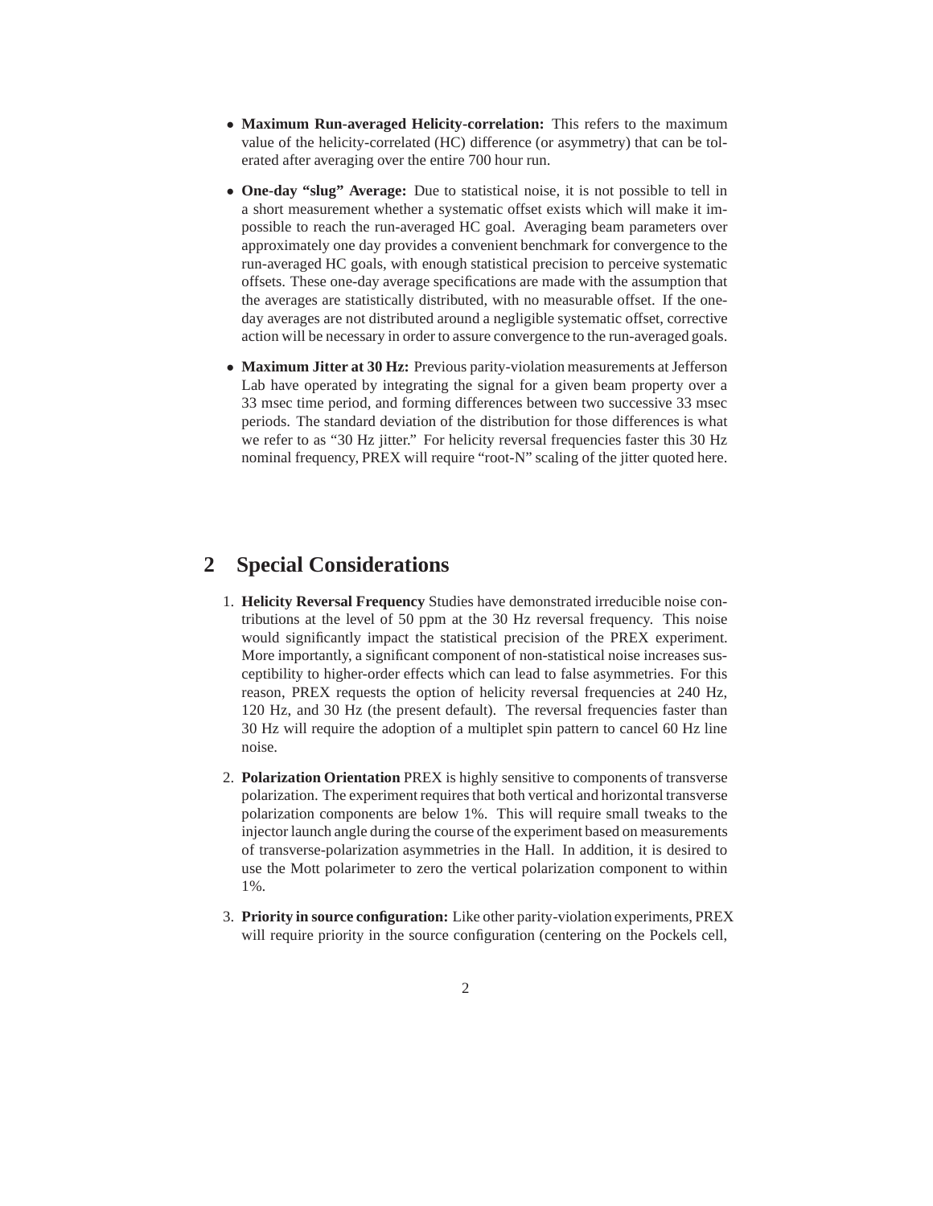- **Maximum Run-averaged Helicity-correlation:** This refers to the maximum value of the helicity-correlated (HC) difference (or asymmetry) that can be tolerated after averaging over the entire 700 hour run.

- **One-day "slug" Average:** Due to statistical noise, it is not possible to tell in a short measurement whether a systematic offset exists which will make it impossible to reach the run-averaged HC goal. Averaging beam parameters over approximately one day provides a convenient benchmark for convergence to the run-averaged HC goals, with enough statistical precision to perceive systematic offsets. These one-day average specifications are made with the assumption that the averages are statistically distributed, with no measurable offset. If the one-day averages are not distributed around a negligible systematic offset, corrective action will be necessary in order to assure convergence to the run-averaged goals.

- **Maximum Jitter at 30 Hz:** Previous parity-violation measurements at Jefferson Lab have operated by integrating the signal for a given beam property over a 33 msec time period, and forming differences between two successive 33 msec periods. The standard deviation of the distribution for those differences is what we refer to as "30 Hz jitter." For helicity reversal frequencies faster this 30 Hz nominal frequency, PREX will require "root-N" scaling of the jitter quoted here.

## 2 Special Considerations

1. **Helicity Reversal Frequency** Studies have demonstrated irreducible noise contributions at the level of 50 ppm at the 30 Hz reversal frequency. This noise would significantly impact the statistical precision of the PREX experiment. More importantly, a significant component of non-statistical noise increases susceptibility to higher-order effects which can lead to false asymmetries. For this reason, PREX requests the option of helicity reversal frequencies at 240 Hz, 120 Hz, and 30 Hz (the present default). The reversal frequencies faster than 30 Hz will require the adoption of a multiplet spin pattern to cancel 60 Hz line noise.

2. **Polarization Orientation** PREX is highly sensitive to components of transverse polarization. The experiment requires that both vertical and horizontal transverse polarization components are below 1%. This will require small tweaks to the injector launch angle during the course of the experiment based on measurements of transverse-polarization asymmetries in the Hall. In addition, it is desired to use the Mott polarimeter to zero the vertical polarization component to within 1%.

3. **Priority in source configuration:** Like other parity-violation experiments, PREX will require priority in the source configuration (centering on the Pockels cell,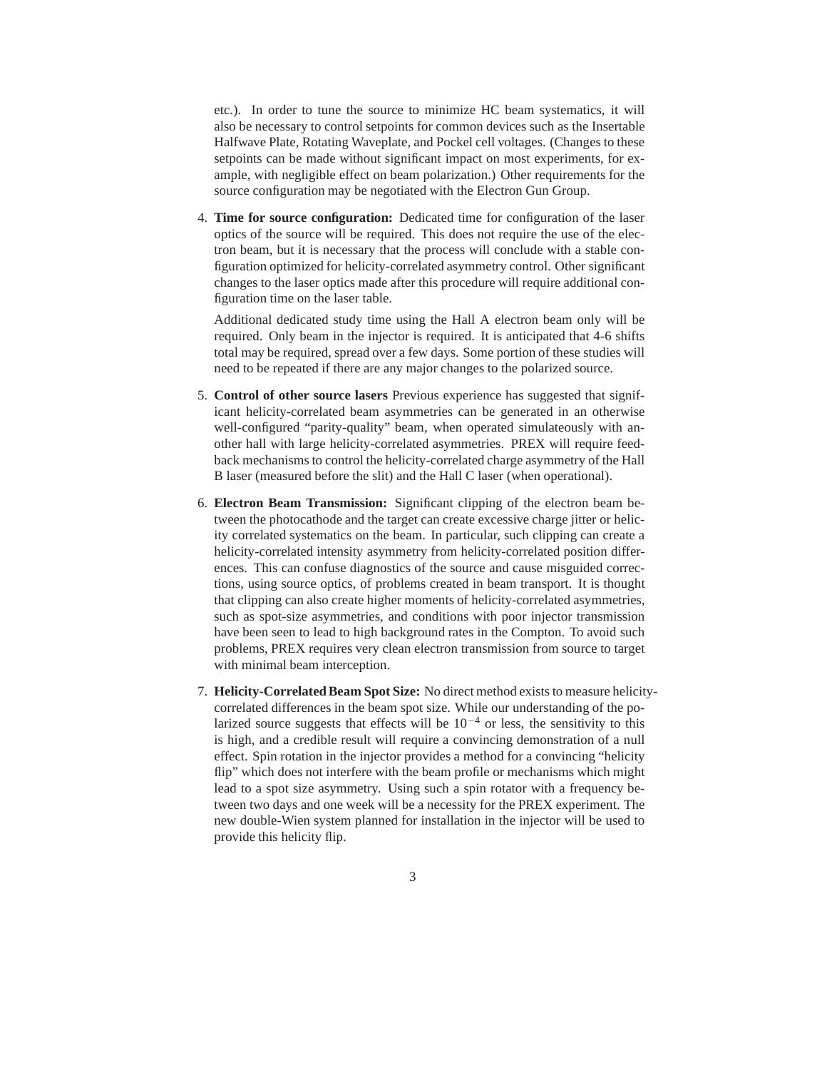etc.). In order to tune the source to minimize HC beam systematics, it will also be necessary to control setpoints for common devices such as the Insertable Halfwave Plate, Rotating Waveplate, and Pockel cell voltages. (Changes to these setpoints can be made without significant impact on most experiments, for example, with negligible effect on beam polarization.) Other requirements for the source configuration may be negotiated with the Electron Gun Group.

4. **Time for source configuration:** Dedicated time for configuration of the laser optics of the source will be required. This does not require the use of the electron beam, but it is necessary that the process will conclude with a stable configuration optimized for helicity-correlated asymmetry control. Other significant changes to the laser optics made after this procedure will require additional configuration time on the laser table.

   Additional dedicated study time using the Hall A electron beam only will be required. Only beam in the injector is required. It is anticipated that 4-6 shifts total may be required, spread over a few days. Some portion of these studies will need to be repeated if there are any major changes to the polarized source.

5. **Control of other source lasers** Previous experience has suggested that significant helicity-correlated beam asymmetries can be generated in an otherwise well-configured "parity-quality" beam, when operated simulateously with another hall with large helicity-correlated asymmetries. PREX will require feedback mechanisms to control the helicity-correlated charge asymmetry of the Hall B laser (measured before the slit) and the Hall C laser (when operational).

6. **Electron Beam Transmission:** Significant clipping of the electron beam between the photocathode and the target can create excessive charge jitter or helicity correlated systematics on the beam. In particular, such clipping can create a helicity-correlated intensity asymmetry from helicity-correlated position differences. This can confuse diagnostics of the source and cause misguided corrections, using source optics, of problems created in beam transport. It is thought that clipping can also create higher moments of helicity-correlated asymmetries, such as spot-size asymmetries, and conditions with poor injector transmission have been seen to lead to high background rates in the Compton. To avoid such problems, PREX requires very clean electron transmission from source to target with minimal beam interception.

7. **Helicity-Correlated Beam Spot Size:** No direct method exists to measure helicity-correlated differences in the beam spot size. While our understanding of the polarized source suggests that effects will be $10^{-4}$ or less, the sensitivity to this is high, and a credible result will require a convincing demonstration of a null effect. Spin rotation in the injector provides a method for a convincing "helicity flip" which does not interfere with the beam profile or mechanisms which might lead to a spot size asymmetry. Using such a spin rotator with a frequency between two days and one week will be a necessity for the PREX experiment. The new double-Wien system planned for installation in the injector will be used to provide this helicity flip.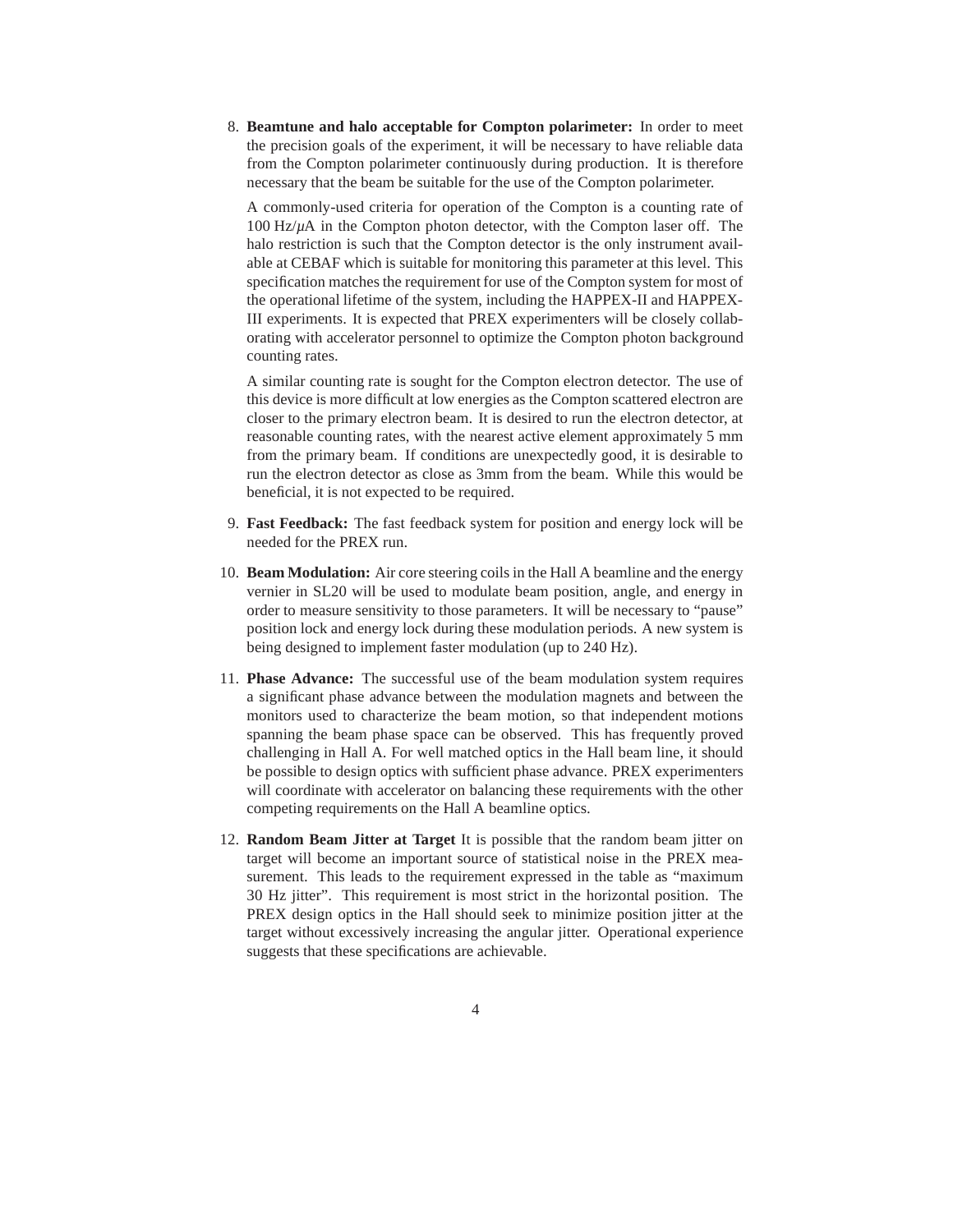8. **Beamtune and halo acceptable for Compton polarimeter:** In order to meet the precision goals of the experiment, it will be necessary to have reliable data from the Compton polarimeter continuously during production. It is therefore necessary that the beam be suitable for the use of the Compton polarimeter.

   A commonly-used criteria for operation of the Compton is a counting rate of 100 Hz/$\mu$A in the Compton photon detector, with the Compton laser off. The halo restriction is such that the Compton detector is the only instrument available at CEBAF which is suitable for monitoring this parameter at this level. This specification matches the requirement for use of the Compton system for most of the operational lifetime of the system, including the HAPPEX-II and HAPPEX-III experiments. It is expected that PREX experimenters will be closely collaborating with accelerator personnel to optimize the Compton photon background counting rates.

   A similar counting rate is sought for the Compton electron detector. The use of this device is more difficult at low energies as the Compton scattered electron are closer to the primary electron beam. It is desired to run the electron detector, at reasonable counting rates, with the nearest active element approximately 5 mm from the primary beam. If conditions are unexpectedly good, it is desirable to run the electron detector as close as 3mm from the beam. While this would be beneficial, it is not expected to be required.

9. **Fast Feedback:** The fast feedback system for position and energy lock will be needed for the PREX run.

10. **Beam Modulation:** Air core steering coils in the Hall A beamline and the energy vernier in SL20 will be used to modulate beam position, angle, and energy in order to measure sensitivity to those parameters. It will be necessary to "pause" position lock and energy lock during these modulation periods. A new system is being designed to implement faster modulation (up to 240 Hz).

11. **Phase Advance:** The successful use of the beam modulation system requires a significant phase advance between the modulation magnets and between the monitors used to characterize the beam motion, so that independent motions spanning the beam phase space can be observed. This has frequently proved challenging in Hall A. For well matched optics in the Hall beam line, it should be possible to design optics with sufficient phase advance. PREX experimenters will coordinate with accelerator on balancing these requirements with the other competing requirements on the Hall A beamline optics.

12. **Random Beam Jitter at Target** It is possible that the random beam jitter on target will become an important source of statistical noise in the PREX measurement. This leads to the requirement expressed in the table as "maximum 30 Hz jitter". This requirement is most strict in the horizontal position. The PREX design optics in the Hall should seek to minimize position jitter at the target without excessively increasing the angular jitter. Operational experience suggests that these specifications are achievable.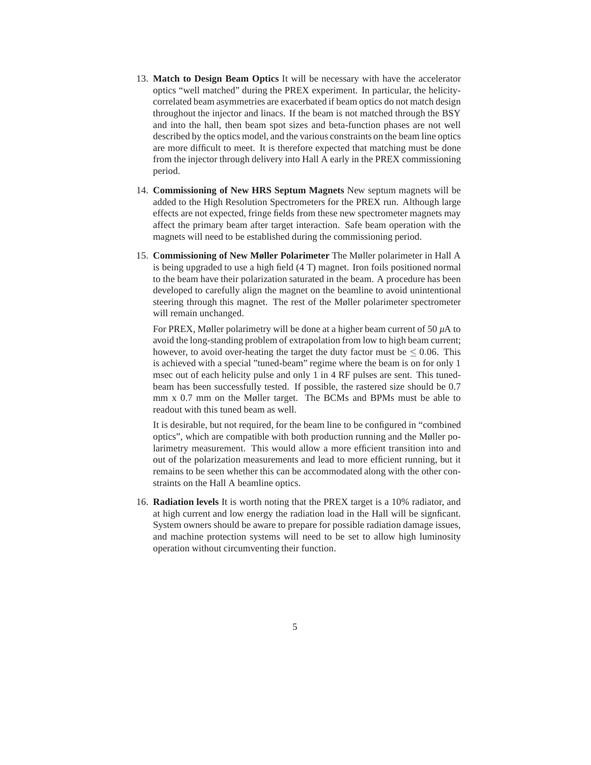13. **Match to Design Beam Optics** It will be necessary with have the accelerator optics "well matched" during the PREX experiment. In particular, the helicity-correlated beam asymmetries are exacerbated if beam optics do not match design throughout the injector and linacs. If the beam is not matched through the BSY and into the hall, then beam spot sizes and beta-function phases are not well described by the optics model, and the various constraints on the beam line optics are more difficult to meet. It is therefore expected that matching must be done from the injector through delivery into Hall A early in the PREX commissioning period.

14. **Commissioning of New HRS Septum Magnets** New septum magnets will be added to the High Resolution Spectrometers for the PREX run. Although large effects are not expected, fringe fields from these new spectrometer magnets may affect the primary beam after target interaction. Safe beam operation with the magnets will need to be established during the commissioning period.

15. **Commissioning of New Møller Polarimeter** The Møller polarimeter in Hall A is being upgraded to use a high field (4 T) magnet. Iron foils positioned normal to the beam have their polarization saturated in the beam. A procedure has been developed to carefully align the magnet on the beamline to avoid unintentional steering through this magnet. The rest of the Møller polarimeter spectrometer will remain unchanged.

    For PREX, Møller polarimetry will be done at a higher beam current of 50 $\mu$A to avoid the long-standing problem of extrapolation from low to high beam current; however, to avoid over-heating the target the duty factor must be $\leq 0.06$. This is achieved with a special "tuned-beam" regime where the beam is on for only 1 msec out of each helicity pulse and only 1 in 4 RF pulses are sent. This tuned-beam has been successfully tested. If possible, the rastered size should be 0.7 mm x 0.7 mm on the Møller target. The BCMs and BPMs must be able to readout with this tuned beam as well.

    It is desirable, but not required, for the beam line to be configured in "combined optics", which are compatible with both production running and the Møller polarimetry measurement. This would allow a more efficient transition into and out of the polarization measurements and lead to more efficient running, but it remains to be seen whether this can be accommodated along with the other constraints on the Hall A beamline optics.

16. **Radiation levels** It is worth noting that the PREX target is a 10% radiator, and at high current and low energy the radiation load in the Hall will be signficant. System owners should be aware to prepare for possible radiation damage issues, and machine protection systems will need to be set to allow high luminosity operation without circumventing their function.